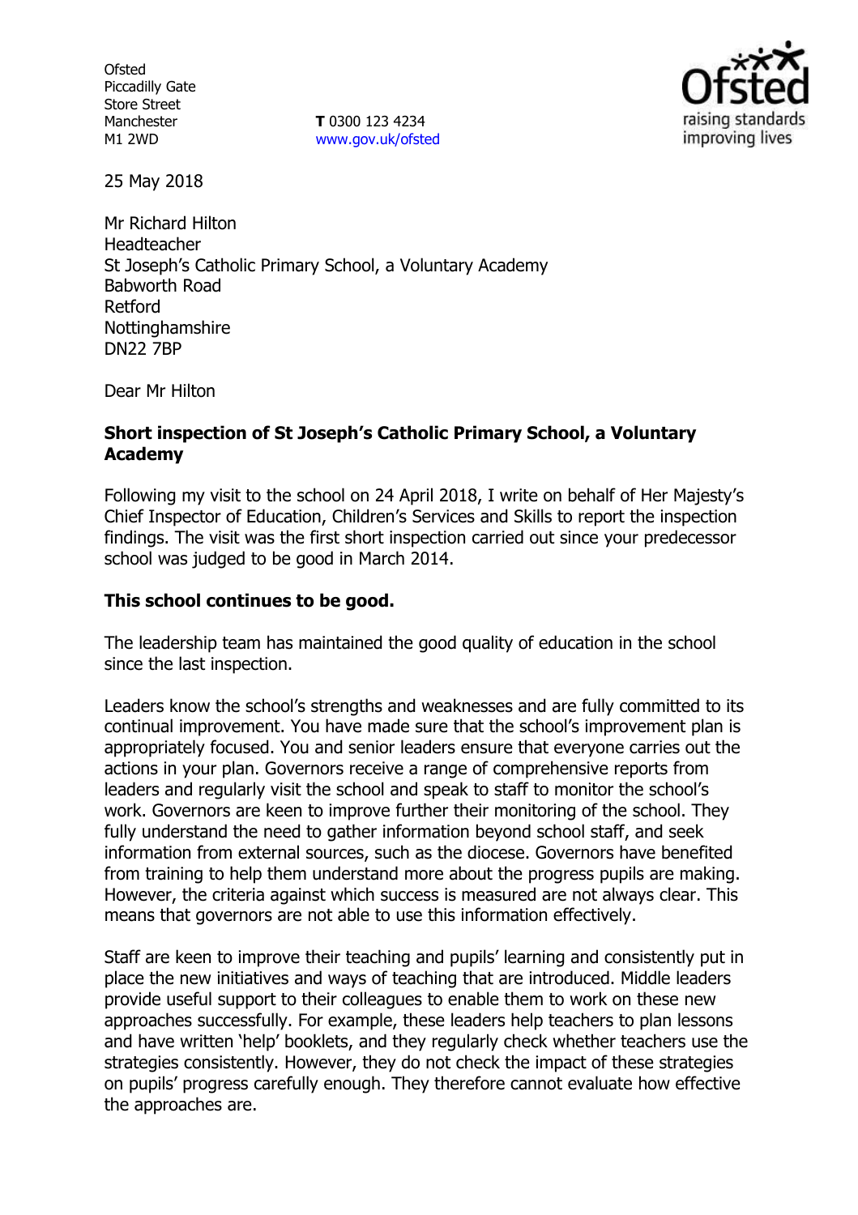Ofsted
Piccadilly Gate
Store Street
Manchester
M1 2WD

**T** 0300 123 4234
www.gov.uk/ofsted

25 May 2018

Mr Richard Hilton
Headteacher
St Joseph's Catholic Primary School, a Voluntary Academy
Babworth Road
Retford
Nottinghamshire
DN22 7BP

Dear Mr Hilton

**Short inspection of St Joseph's Catholic Primary School, a Voluntary Academy**

Following my visit to the school on 24 April 2018, I write on behalf of Her Majesty's Chief Inspector of Education, Children's Services and Skills to report the inspection findings. The visit was the first short inspection carried out since your predecessor school was judged to be good in March 2014.

**This school continues to be good.**

The leadership team has maintained the good quality of education in the school since the last inspection.

Leaders know the school's strengths and weaknesses and are fully committed to its continual improvement. You have made sure that the school's improvement plan is appropriately focused. You and senior leaders ensure that everyone carries out the actions in your plan. Governors receive a range of comprehensive reports from leaders and regularly visit the school and speak to staff to monitor the school's work. Governors are keen to improve further their monitoring of the school. They fully understand the need to gather information beyond school staff, and seek information from external sources, such as the diocese. Governors have benefited from training to help them understand more about the progress pupils are making. However, the criteria against which success is measured are not always clear. This means that governors are not able to use this information effectively.

Staff are keen to improve their teaching and pupils' learning and consistently put in place the new initiatives and ways of teaching that are introduced. Middle leaders provide useful support to their colleagues to enable them to work on these new approaches successfully. For example, these leaders help teachers to plan lessons and have written 'help' booklets, and they regularly check whether teachers use the strategies consistently. However, they do not check the impact of these strategies on pupils' progress carefully enough. They therefore cannot evaluate how effective the approaches are.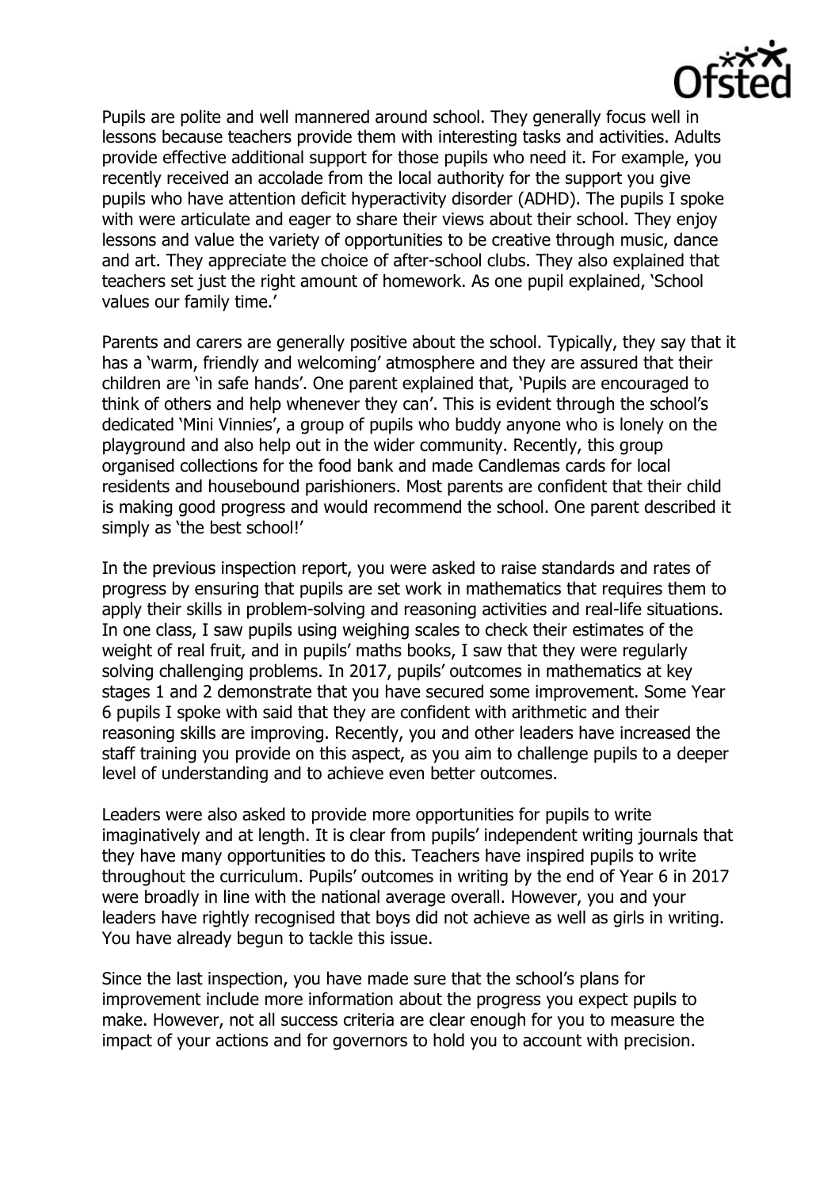Pupils are polite and well mannered around school. They generally focus well in lessons because teachers provide them with interesting tasks and activities. Adults provide effective additional support for those pupils who need it. For example, you recently received an accolade from the local authority for the support you give pupils who have attention deficit hyperactivity disorder (ADHD). The pupils I spoke with were articulate and eager to share their views about their school. They enjoy lessons and value the variety of opportunities to be creative through music, dance and art. They appreciate the choice of after-school clubs. They also explained that teachers set just the right amount of homework. As one pupil explained, 'School values our family time.'

Parents and carers are generally positive about the school. Typically, they say that it has a 'warm, friendly and welcoming' atmosphere and they are assured that their children are 'in safe hands'. One parent explained that, 'Pupils are encouraged to think of others and help whenever they can'. This is evident through the school's dedicated 'Mini Vinnies', a group of pupils who buddy anyone who is lonely on the playground and also help out in the wider community. Recently, this group organised collections for the food bank and made Candlemas cards for local residents and housebound parishioners. Most parents are confident that their child is making good progress and would recommend the school. One parent described it simply as 'the best school!'

In the previous inspection report, you were asked to raise standards and rates of progress by ensuring that pupils are set work in mathematics that requires them to apply their skills in problem-solving and reasoning activities and real-life situations. In one class, I saw pupils using weighing scales to check their estimates of the weight of real fruit, and in pupils' maths books, I saw that they were regularly solving challenging problems. In 2017, pupils' outcomes in mathematics at key stages 1 and 2 demonstrate that you have secured some improvement. Some Year 6 pupils I spoke with said that they are confident with arithmetic and their reasoning skills are improving. Recently, you and other leaders have increased the staff training you provide on this aspect, as you aim to challenge pupils to a deeper level of understanding and to achieve even better outcomes.

Leaders were also asked to provide more opportunities for pupils to write imaginatively and at length. It is clear from pupils' independent writing journals that they have many opportunities to do this. Teachers have inspired pupils to write throughout the curriculum. Pupils' outcomes in writing by the end of Year 6 in 2017 were broadly in line with the national average overall. However, you and your leaders have rightly recognised that boys did not achieve as well as girls in writing. You have already begun to tackle this issue.

Since the last inspection, you have made sure that the school's plans for improvement include more information about the progress you expect pupils to make. However, not all success criteria are clear enough for you to measure the impact of your actions and for governors to hold you to account with precision.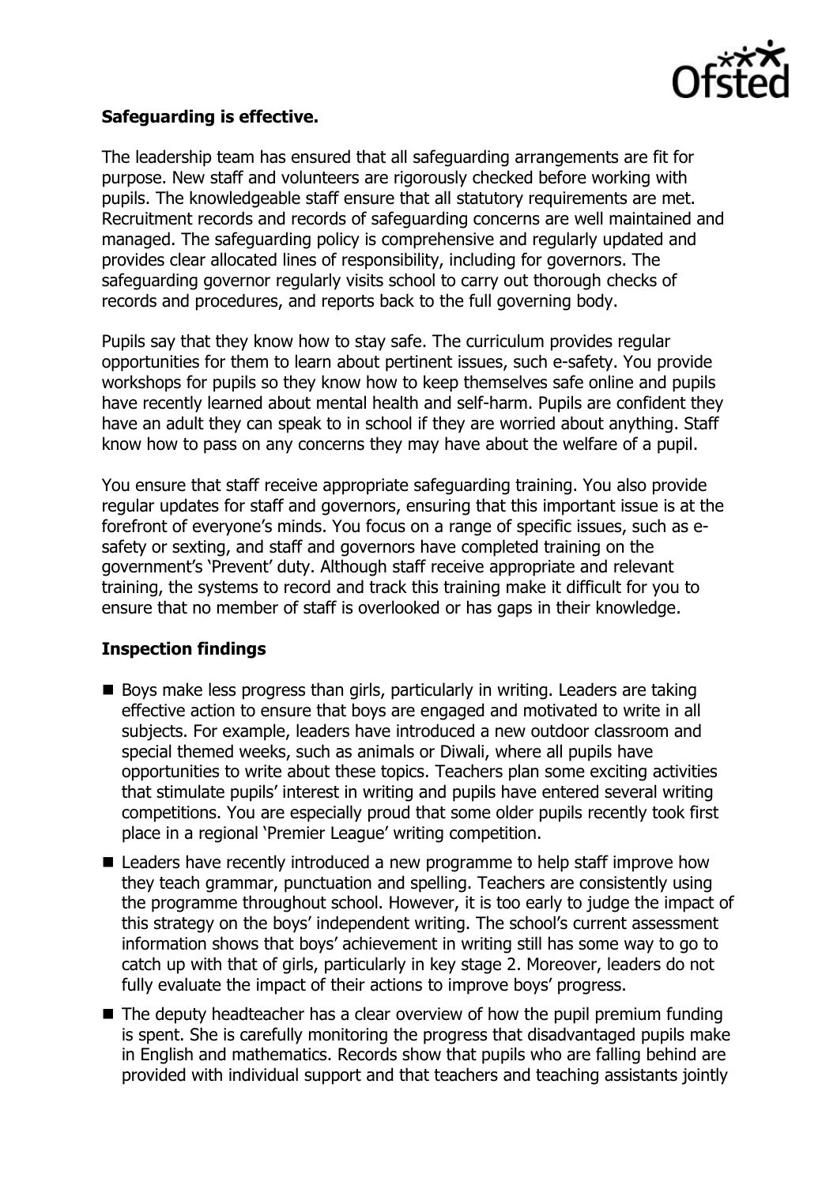**Safeguarding is effective.**

The leadership team has ensured that all safeguarding arrangements are fit for purpose. New staff and volunteers are rigorously checked before working with pupils. The knowledgeable staff ensure that all statutory requirements are met. Recruitment records and records of safeguarding concerns are well maintained and managed. The safeguarding policy is comprehensive and regularly updated and provides clear allocated lines of responsibility, including for governors. The safeguarding governor regularly visits school to carry out thorough checks of records and procedures, and reports back to the full governing body.

Pupils say that they know how to stay safe. The curriculum provides regular opportunities for them to learn about pertinent issues, such e-safety. You provide workshops for pupils so they know how to keep themselves safe online and pupils have recently learned about mental health and self-harm. Pupils are confident they have an adult they can speak to in school if they are worried about anything. Staff know how to pass on any concerns they may have about the welfare of a pupil.

You ensure that staff receive appropriate safeguarding training. You also provide regular updates for staff and governors, ensuring that this important issue is at the forefront of everyone's minds. You focus on a range of specific issues, such as e-safety or sexting, and staff and governors have completed training on the government's 'Prevent' duty. Although staff receive appropriate and relevant training, the systems to record and track this training make it difficult for you to ensure that no member of staff is overlooked or has gaps in their knowledge.

**Inspection findings**

- Boys make less progress than girls, particularly in writing. Leaders are taking effective action to ensure that boys are engaged and motivated to write in all subjects. For example, leaders have introduced a new outdoor classroom and special themed weeks, such as animals or Diwali, where all pupils have opportunities to write about these topics. Teachers plan some exciting activities that stimulate pupils' interest in writing and pupils have entered several writing competitions. You are especially proud that some older pupils recently took first place in a regional 'Premier League' writing competition.
- Leaders have recently introduced a new programme to help staff improve how they teach grammar, punctuation and spelling. Teachers are consistently using the programme throughout school. However, it is too early to judge the impact of this strategy on the boys' independent writing. The school's current assessment information shows that boys' achievement in writing still has some way to go to catch up with that of girls, particularly in key stage 2. Moreover, leaders do not fully evaluate the impact of their actions to improve boys' progress.
- The deputy headteacher has a clear overview of how the pupil premium funding is spent. She is carefully monitoring the progress that disadvantaged pupils make in English and mathematics. Records show that pupils who are falling behind are provided with individual support and that teachers and teaching assistants jointly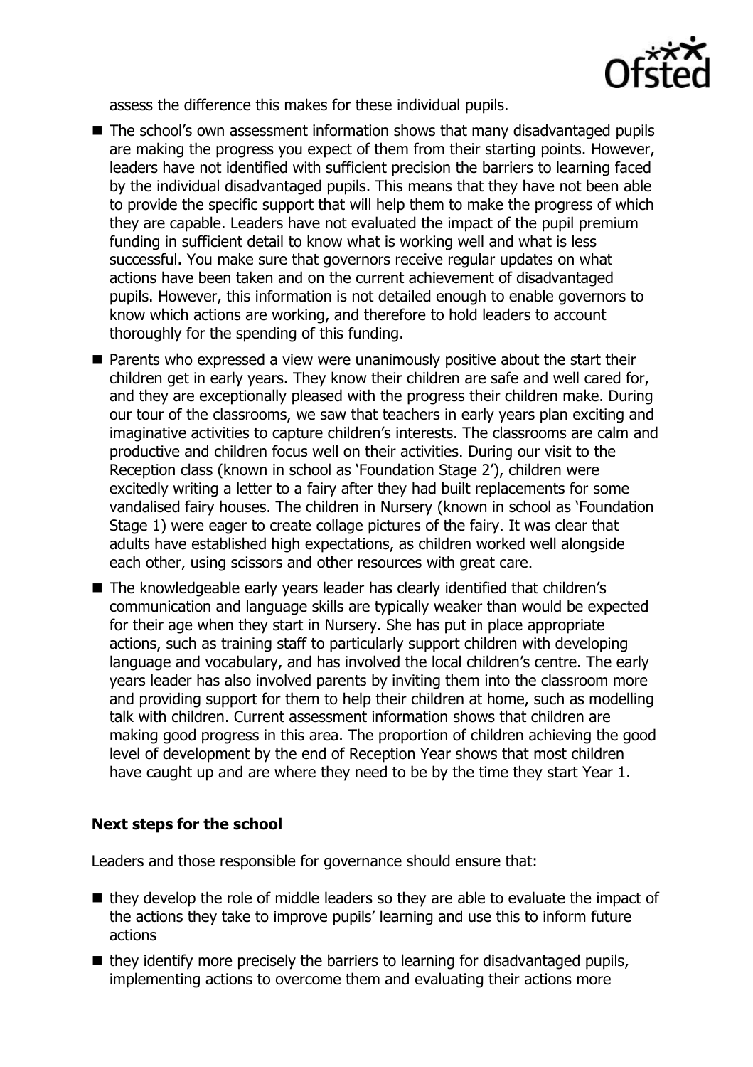assess the difference this makes for these individual pupils.

- The school's own assessment information shows that many disadvantaged pupils are making the progress you expect of them from their starting points. However, leaders have not identified with sufficient precision the barriers to learning faced by the individual disadvantaged pupils. This means that they have not been able to provide the specific support that will help them to make the progress of which they are capable. Leaders have not evaluated the impact of the pupil premium funding in sufficient detail to know what is working well and what is less successful. You make sure that governors receive regular updates on what actions have been taken and on the current achievement of disadvantaged pupils. However, this information is not detailed enough to enable governors to know which actions are working, and therefore to hold leaders to account thoroughly for the spending of this funding.
- Parents who expressed a view were unanimously positive about the start their children get in early years. They know their children are safe and well cared for, and they are exceptionally pleased with the progress their children make. During our tour of the classrooms, we saw that teachers in early years plan exciting and imaginative activities to capture children's interests. The classrooms are calm and productive and children focus well on their activities. During our visit to the Reception class (known in school as 'Foundation Stage 2'), children were excitedly writing a letter to a fairy after they had built replacements for some vandalised fairy houses. The children in Nursery (known in school as 'Foundation Stage 1) were eager to create collage pictures of the fairy. It was clear that adults have established high expectations, as children worked well alongside each other, using scissors and other resources with great care.
- The knowledgeable early years leader has clearly identified that children's communication and language skills are typically weaker than would be expected for their age when they start in Nursery. She has put in place appropriate actions, such as training staff to particularly support children with developing language and vocabulary, and has involved the local children's centre. The early years leader has also involved parents by inviting them into the classroom more and providing support for them to help their children at home, such as modelling talk with children. Current assessment information shows that children are making good progress in this area. The proportion of children achieving the good level of development by the end of Reception Year shows that most children have caught up and are where they need to be by the time they start Year 1.

**Next steps for the school**

Leaders and those responsible for governance should ensure that:

- they develop the role of middle leaders so they are able to evaluate the impact of the actions they take to improve pupils' learning and use this to inform future actions
- they identify more precisely the barriers to learning for disadvantaged pupils, implementing actions to overcome them and evaluating their actions more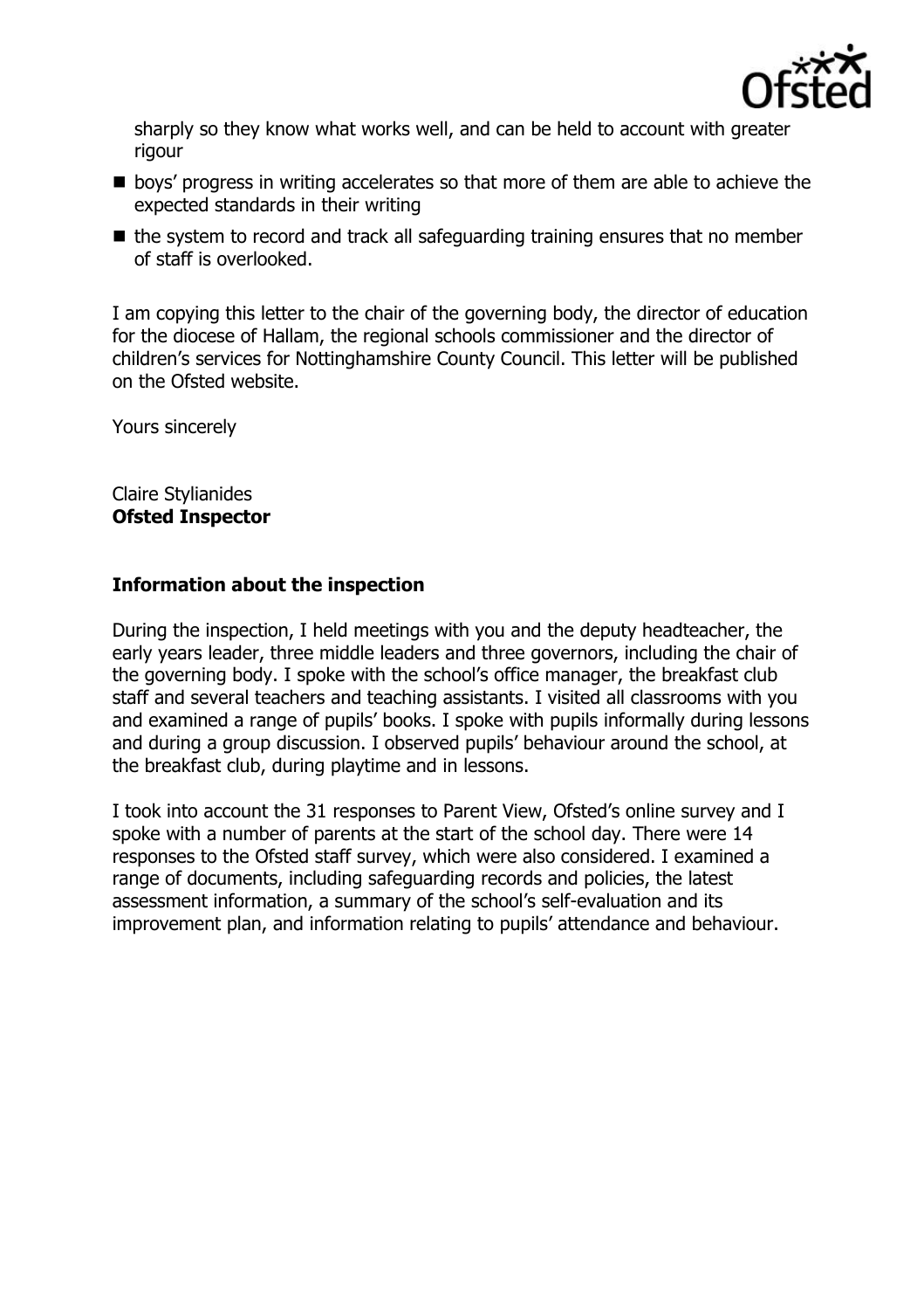sharply so they know what works well, and can be held to account with greater rigour

- boys' progress in writing accelerates so that more of them are able to achieve the expected standards in their writing
- the system to record and track all safeguarding training ensures that no member of staff is overlooked.

I am copying this letter to the chair of the governing body, the director of education for the diocese of Hallam, the regional schools commissioner and the director of children's services for Nottinghamshire County Council. This letter will be published on the Ofsted website.

Yours sincerely

Claire Stylianides
**Ofsted Inspector**

## Information about the inspection

During the inspection, I held meetings with you and the deputy headteacher, the early years leader, three middle leaders and three governors, including the chair of the governing body. I spoke with the school's office manager, the breakfast club staff and several teachers and teaching assistants. I visited all classrooms with you and examined a range of pupils' books. I spoke with pupils informally during lessons and during a group discussion. I observed pupils' behaviour around the school, at the breakfast club, during playtime and in lessons.

I took into account the 31 responses to Parent View, Ofsted's online survey and I spoke with a number of parents at the start of the school day. There were 14 responses to the Ofsted staff survey, which were also considered. I examined a range of documents, including safeguarding records and policies, the latest assessment information, a summary of the school's self-evaluation and its improvement plan, and information relating to pupils' attendance and behaviour.